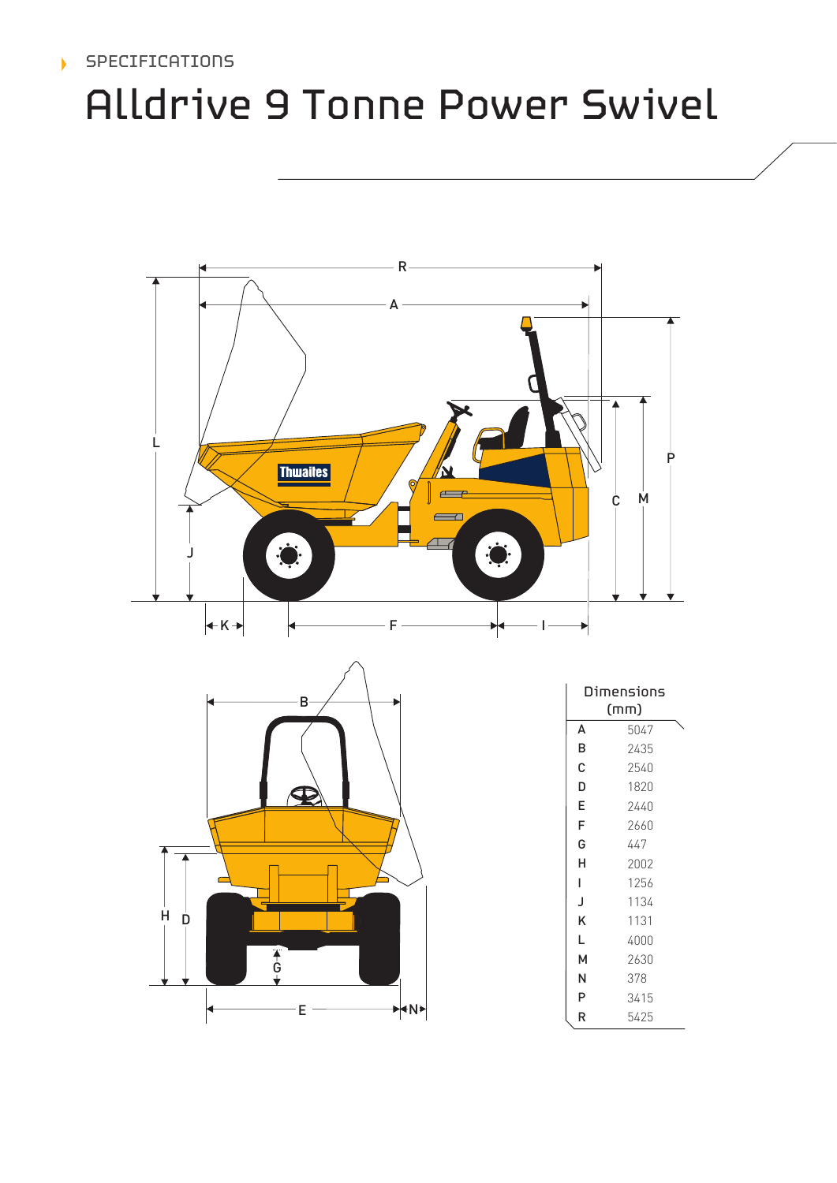SPECIFICATIONS

# Alldrive 9 Tonne Power Swivel

| Dimensions (mm) | |
|---|---|
| A | 5047 |
| B | 2435 |
| C | 2540 |
| D | 1820 |
| E | 2440 |
| F | 2660 |
| G | 447 |
| H | 2002 |
| I | 1256 |
| J | 1134 |
| K | 1131 |
| L | 4000 |
| M | 2630 |
| N | 378 |
| P | 3415 |
| R | 5425 |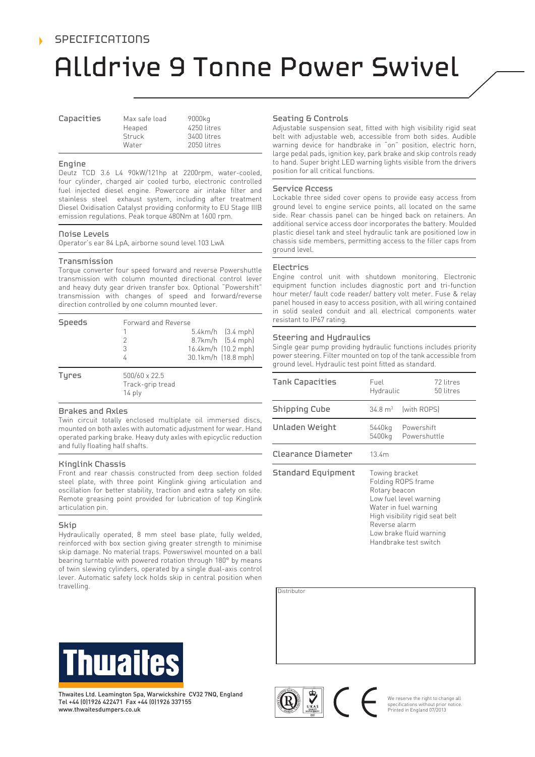SPECIFICATIONS

# Alldrive 9 Tonne Power Swivel

## Capacities

| | | |
|---|---|---|
| Capacities | Max safe load | 9000kg |
| | Heaped | 4250 litres |
| | Struck | 3400 litres |
| | Water | 2050 litres |

### Engine

Deutz TCD 3.6 L4 90kW/121hp at 2200rpm, water-cooled, four cylinder, charged air cooled turbo, electronic controlled fuel injected diesel engine. Powercore air intake filter and stainless steel exhaust system, including after treatment Diesel Oxidisation Catalyst providing conformity to EU Stage IIIB emission regulations. Peak torque 480Nm at 1600 rpm.

### Noise Levels

Operator's ear 84 LpA, airborne sound level 103 LwA

### Transmission

Torque converter four speed forward and reverse Powershuttle transmission with column mounted directional control lever and heavy duty gear driven transfer box. Optional "Powershift" transmission with changes of speed and forward/reverse direction controlled by one column mounted lever.

| | | |
|---|---|---|
| Speeds | Forward and Reverse | |
| | 1 | 5.4km/h (3.4 mph) |
| | 2 | 8.7km/h (5.4 mph) |
| | 3 | 16.4km/h (10.2 mph) |
| | 4 | 30.1km/h (18.8 mph) |
| Tyres | 500/60 x 22.5<br>Track-grip tread<br>14 ply | |

### Brakes and Axles

Twin circuit totally enclosed multiplate oil immersed discs, mounted on both axles with automatic adjustment for wear. Hand operated parking brake. Heavy duty axles with epicyclic reduction and fully floating half shafts.

### Kinglink Chassis

Front and rear chassis constructed from deep section folded steel plate, with three point Kinglink giving articulation and oscillation for better stability, traction and extra safety on site. Remote greasing point provided for lubrication of top Kinglink articulation pin.

### Skip

Hydraulically operated, 8 mm steel base plate, fully welded, reinforced with box section giving greater strength to minimise skip damage. No material traps. Powerswivel mounted on a ball bearing turntable with powered rotation through 180° by means of twin slewing cylinders, operated by a single dual-axis control lever. Automatic safety lock holds skip in central position when travelling.

### Seating & Controls

Adjustable suspension seat, fitted with high visibility rigid seat belt with adjustable web, accessible from both sides. Audible warning device for handbrake in "on" position, electric horn, large pedal pads, ignition key, park brake and skip controls ready to hand. Super bright LED warning lights visible from the drivers position for all critical functions.

### Service Access

Lockable three sided cover opens to provide easy access from ground level to engine service points, all located on the same side. Rear chassis panel can be hinged back on retainers. An additional service access door incorporates the battery. Moulded plastic diesel tank and steel hydraulic tank are positioned low in chassis side members, permitting access to the filler caps from ground level.

### Electrics

Engine control unit with shutdown monitoring. Electronic equipment function includes diagnostic port and tri-function hour meter/ fault code reader/ battery volt meter. Fuse & relay panel housed in easy to access position, with all wiring contained in solid sealed conduit and all electrical components water resistant to IP67 rating.

### Steering and Hydraulics

Single gear pump providing hydraulic functions includes priority power steering. Filter mounted on top of the tank accessible from ground level. Hydraulic test point fitted as standard.

| | | |
|---|---|---|
| Tank Capacities | Fuel | 72 litres |
| | Hydraulic | 50 litres |
| Shipping Cube | $34.8\ m^3$ | (with ROPS) |
| Unladen Weight | 5440kg | Powershift |
| | 5400kg | Powershuttle |
| Clearance Diameter | 13.4m | |
| Standard Equipment | Towing bracket<br>Folding ROPS frame<br>Rotary beacon<br>Low fuel level warning<br>Water in fuel warning<br>High visibility rigid seat belt<br>Reverse alarm<br>Low brake fluid warning<br>Handbrake test switch | |

Distributor

Thwaites

Thwaites Ltd. Leamington Spa, Warwickshire CV32 7NQ, England
Tel +44 (0)1926 422471 Fax +44 (0)1926 337155
www.thwaitesdumpers.co.uk

We reserve the right to change all specifications without prior notice. Printed in England 07/2013